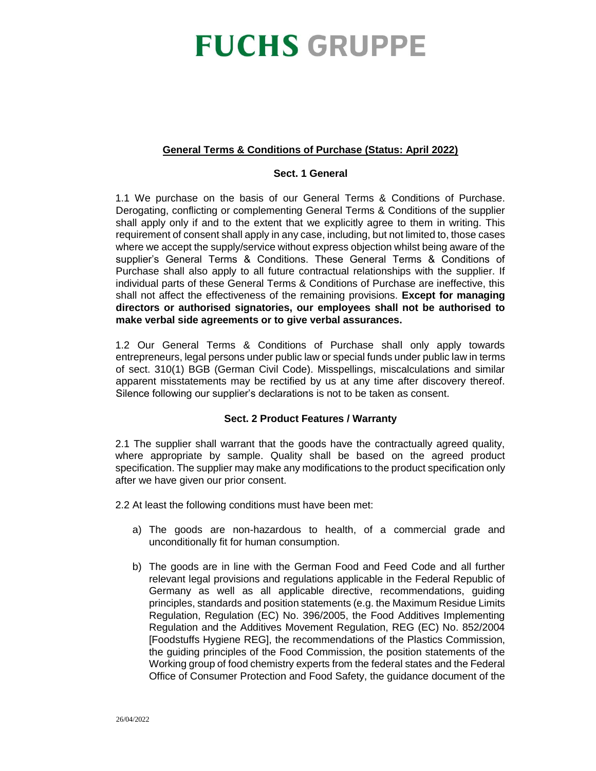# FUCHS GRUPPE

## General Terms & Conditions of Purchase (Status: April 2022)

### Sect. 1 General

1.1 We purchase on the basis of our General Terms & Conditions of Purchase. Derogating, conflicting or complementing General Terms & Conditions of the supplier shall apply only if and to the extent that we explicitly agree to them in writing. This requirement of consent shall apply in any case, including, but not limited to, those cases where we accept the supply/service without express objection whilst being aware of the supplier's General Terms & Conditions. These General Terms & Conditions of Purchase shall also apply to all future contractual relationships with the supplier. If individual parts of these General Terms & Conditions of Purchase are ineffective, this shall not affect the effectiveness of the remaining provisions. **Except for managing directors or authorised signatories, our employees shall not be authorised to make verbal side agreements or to give verbal assurances.**

1.2 Our General Terms & Conditions of Purchase shall only apply towards entrepreneurs, legal persons under public law or special funds under public law in terms of sect. 310(1) BGB (German Civil Code). Misspellings, miscalculations and similar apparent misstatements may be rectified by us at any time after discovery thereof. Silence following our supplier's declarations is not to be taken as consent.

### Sect. 2 Product Features / Warranty

2.1 The supplier shall warrant that the goods have the contractually agreed quality, where appropriate by sample. Quality shall be based on the agreed product specification. The supplier may make any modifications to the product specification only after we have given our prior consent.

2.2 At least the following conditions must have been met:

a) The goods are non-hazardous to health, of a commercial grade and unconditionally fit for human consumption.

b) The goods are in line with the German Food and Feed Code and all further relevant legal provisions and regulations applicable in the Federal Republic of Germany as well as all applicable directive, recommendations, guiding principles, standards and position statements (e.g. the Maximum Residue Limits Regulation, Regulation (EC) No. 396/2005, the Food Additives Implementing Regulation and the Additives Movement Regulation, REG (EC) No. 852/2004 [Foodstuffs Hygiene REG], the recommendations of the Plastics Commission, the guiding principles of the Food Commission, the position statements of the Working group of food chemistry experts from the federal states and the Federal Office of Consumer Protection and Food Safety, the guidance document of the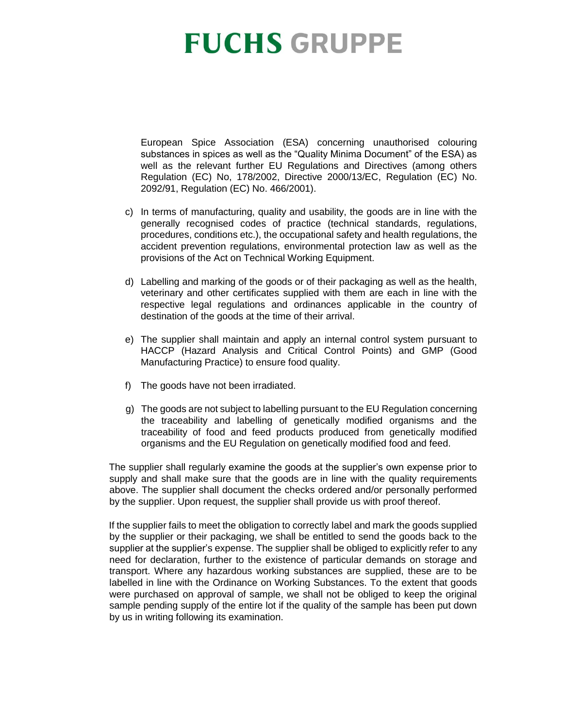European Spice Association (ESA) concerning unauthorised colouring substances in spices as well as the "Quality Minima Document" of the ESA) as well as the relevant further EU Regulations and Directives (among others Regulation (EC) No, 178/2002, Directive 2000/13/EC, Regulation (EC) No. 2092/91, Regulation (EC) No. 466/2001).

c) In terms of manufacturing, quality and usability, the goods are in line with the generally recognised codes of practice (technical standards, regulations, procedures, conditions etc.), the occupational safety and health regulations, the accident prevention regulations, environmental protection law as well as the provisions of the Act on Technical Working Equipment.

d) Labelling and marking of the goods or of their packaging as well as the health, veterinary and other certificates supplied with them are each in line with the respective legal regulations and ordinances applicable in the country of destination of the goods at the time of their arrival.

e) The supplier shall maintain and apply an internal control system pursuant to HACCP (Hazard Analysis and Critical Control Points) and GMP (Good Manufacturing Practice) to ensure food quality.

f) The goods have not been irradiated.

g) The goods are not subject to labelling pursuant to the EU Regulation concerning the traceability and labelling of genetically modified organisms and the traceability of food and feed products produced from genetically modified organisms and the EU Regulation on genetically modified food and feed.

The supplier shall regularly examine the goods at the supplier's own expense prior to supply and shall make sure that the goods are in line with the quality requirements above. The supplier shall document the checks ordered and/or personally performed by the supplier. Upon request, the supplier shall provide us with proof thereof.

If the supplier fails to meet the obligation to correctly label and mark the goods supplied by the supplier or their packaging, we shall be entitled to send the goods back to the supplier at the supplier's expense. The supplier shall be obliged to explicitly refer to any need for declaration, further to the existence of particular demands on storage and transport. Where any hazardous working substances are supplied, these are to be labelled in line with the Ordinance on Working Substances. To the extent that goods were purchased on approval of sample, we shall not be obliged to keep the original sample pending supply of the entire lot if the quality of the sample has been put down by us in writing following its examination.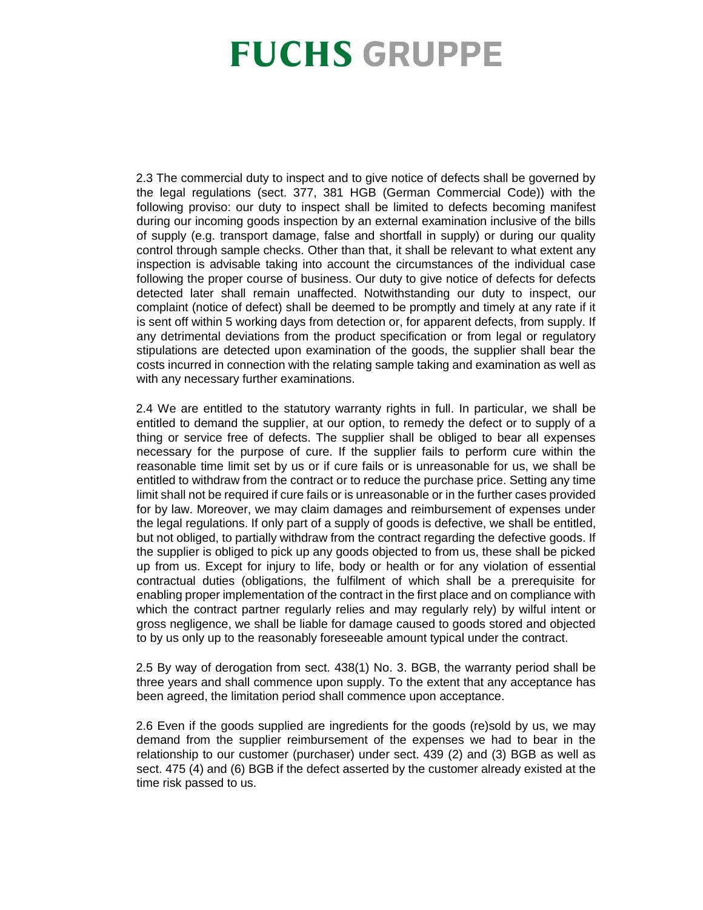2.3 The commercial duty to inspect and to give notice of defects shall be governed by the legal regulations (sect. 377, 381 HGB (German Commercial Code)) with the following proviso: our duty to inspect shall be limited to defects becoming manifest during our incoming goods inspection by an external examination inclusive of the bills of supply (e.g. transport damage, false and shortfall in supply) or during our quality control through sample checks. Other than that, it shall be relevant to what extent any inspection is advisable taking into account the circumstances of the individual case following the proper course of business. Our duty to give notice of defects for defects detected later shall remain unaffected. Notwithstanding our duty to inspect, our complaint (notice of defect) shall be deemed to be promptly and timely at any rate if it is sent off within 5 working days from detection or, for apparent defects, from supply. If any detrimental deviations from the product specification or from legal or regulatory stipulations are detected upon examination of the goods, the supplier shall bear the costs incurred in connection with the relating sample taking and examination as well as with any necessary further examinations.

2.4 We are entitled to the statutory warranty rights in full. In particular, we shall be entitled to demand the supplier, at our option, to remedy the defect or to supply of a thing or service free of defects. The supplier shall be obliged to bear all expenses necessary for the purpose of cure. If the supplier fails to perform cure within the reasonable time limit set by us or if cure fails or is unreasonable for us, we shall be entitled to withdraw from the contract or to reduce the purchase price. Setting any time limit shall not be required if cure fails or is unreasonable or in the further cases provided for by law. Moreover, we may claim damages and reimbursement of expenses under the legal regulations. If only part of a supply of goods is defective, we shall be entitled, but not obliged, to partially withdraw from the contract regarding the defective goods. If the supplier is obliged to pick up any goods objected to from us, these shall be picked up from us. Except for injury to life, body or health or for any violation of essential contractual duties (obligations, the fulfilment of which shall be a prerequisite for enabling proper implementation of the contract in the first place and on compliance with which the contract partner regularly relies and may regularly rely) by wilful intent or gross negligence, we shall be liable for damage caused to goods stored and objected to by us only up to the reasonably foreseeable amount typical under the contract.

2.5 By way of derogation from sect. 438(1) No. 3. BGB, the warranty period shall be three years and shall commence upon supply. To the extent that any acceptance has been agreed, the limitation period shall commence upon acceptance.

2.6 Even if the goods supplied are ingredients for the goods (re)sold by us, we may demand from the supplier reimbursement of the expenses we had to bear in the relationship to our customer (purchaser) under sect. 439 (2) and (3) BGB as well as sect. 475 (4) and (6) BGB if the defect asserted by the customer already existed at the time risk passed to us.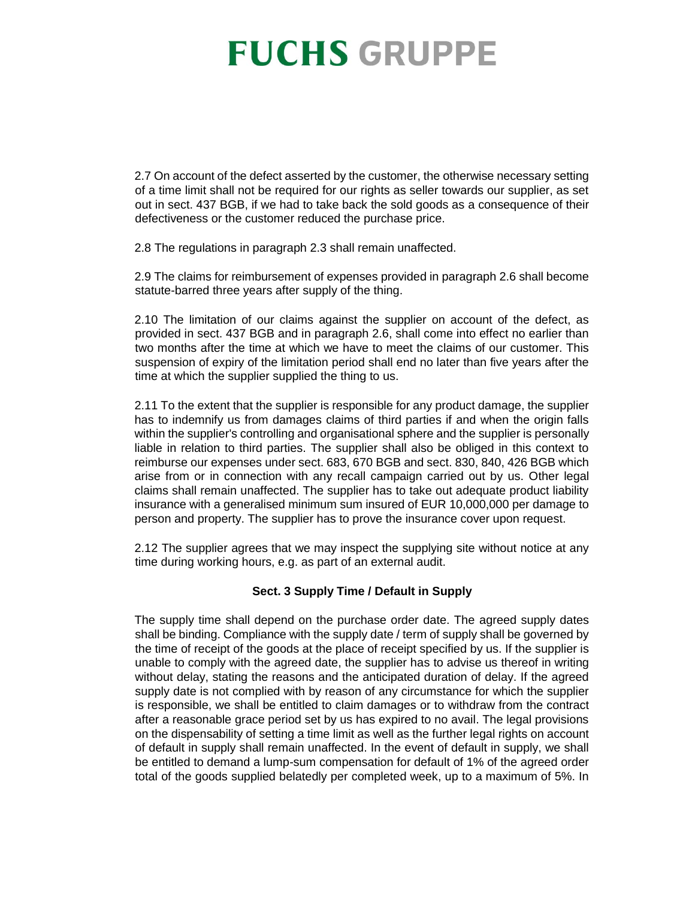2.7 On account of the defect asserted by the customer, the otherwise necessary setting of a time limit shall not be required for our rights as seller towards our supplier, as set out in sect. 437 BGB, if we had to take back the sold goods as a consequence of their defectiveness or the customer reduced the purchase price.

2.8 The regulations in paragraph 2.3 shall remain unaffected.

2.9 The claims for reimbursement of expenses provided in paragraph 2.6 shall become statute-barred three years after supply of the thing.

2.10 The limitation of our claims against the supplier on account of the defect, as provided in sect. 437 BGB and in paragraph 2.6, shall come into effect no earlier than two months after the time at which we have to meet the claims of our customer. This suspension of expiry of the limitation period shall end no later than five years after the time at which the supplier supplied the thing to us.

2.11 To the extent that the supplier is responsible for any product damage, the supplier has to indemnify us from damages claims of third parties if and when the origin falls within the supplier's controlling and organisational sphere and the supplier is personally liable in relation to third parties. The supplier shall also be obliged in this context to reimburse our expenses under sect. 683, 670 BGB and sect. 830, 840, 426 BGB which arise from or in connection with any recall campaign carried out by us. Other legal claims shall remain unaffected. The supplier has to take out adequate product liability insurance with a generalised minimum sum insured of EUR 10,000,000 per damage to person and property. The supplier has to prove the insurance cover upon request.

2.12 The supplier agrees that we may inspect the supplying site without notice at any time during working hours, e.g. as part of an external audit.

## Sect. 3 Supply Time / Default in Supply

The supply time shall depend on the purchase order date. The agreed supply dates shall be binding. Compliance with the supply date / term of supply shall be governed by the time of receipt of the goods at the place of receipt specified by us. If the supplier is unable to comply with the agreed date, the supplier has to advise us thereof in writing without delay, stating the reasons and the anticipated duration of delay. If the agreed supply date is not complied with by reason of any circumstance for which the supplier is responsible, we shall be entitled to claim damages or to withdraw from the contract after a reasonable grace period set by us has expired to no avail. The legal provisions on the dispensability of setting a time limit as well as the further legal rights on account of default in supply shall remain unaffected. In the event of default in supply, we shall be entitled to demand a lump-sum compensation for default of 1% of the agreed order total of the goods supplied belatedly per completed week, up to a maximum of 5%. In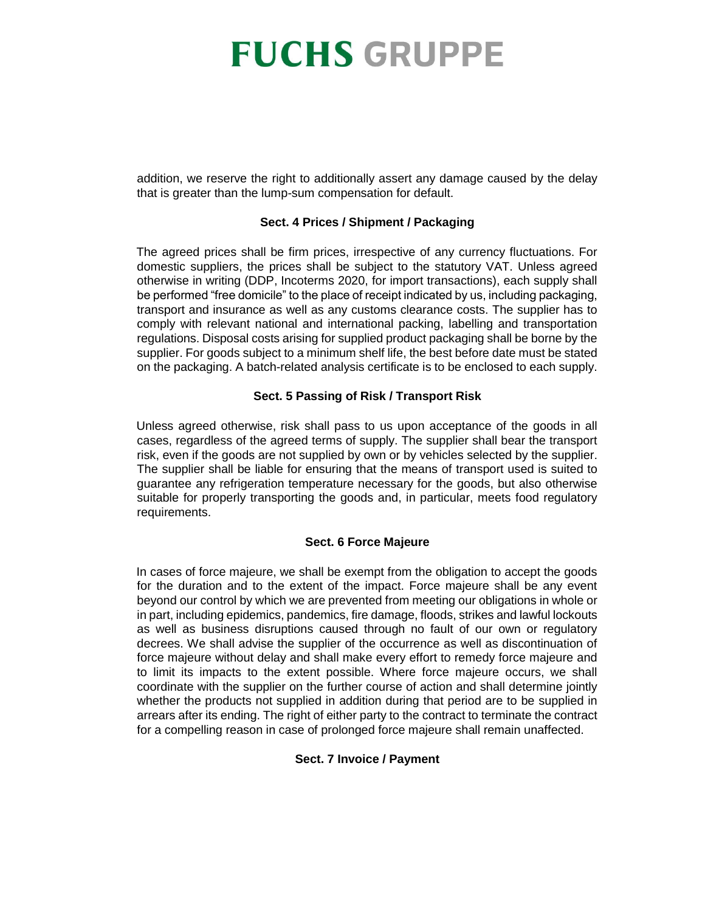addition, we reserve the right to additionally assert any damage caused by the delay that is greater than the lump-sum compensation for default.

### Sect. 4 Prices / Shipment / Packaging

The agreed prices shall be firm prices, irrespective of any currency fluctuations. For domestic suppliers, the prices shall be subject to the statutory VAT. Unless agreed otherwise in writing (DDP, Incoterms 2020, for import transactions), each supply shall be performed "free domicile" to the place of receipt indicated by us, including packaging, transport and insurance as well as any customs clearance costs. The supplier has to comply with relevant national and international packing, labelling and transportation regulations. Disposal costs arising for supplied product packaging shall be borne by the supplier. For goods subject to a minimum shelf life, the best before date must be stated on the packaging. A batch-related analysis certificate is to be enclosed to each supply.

### Sect. 5 Passing of Risk / Transport Risk

Unless agreed otherwise, risk shall pass to us upon acceptance of the goods in all cases, regardless of the agreed terms of supply. The supplier shall bear the transport risk, even if the goods are not supplied by own or by vehicles selected by the supplier. The supplier shall be liable for ensuring that the means of transport used is suited to guarantee any refrigeration temperature necessary for the goods, but also otherwise suitable for properly transporting the goods and, in particular, meets food regulatory requirements.

### Sect. 6 Force Majeure

In cases of force majeure, we shall be exempt from the obligation to accept the goods for the duration and to the extent of the impact. Force majeure shall be any event beyond our control by which we are prevented from meeting our obligations in whole or in part, including epidemics, pandemics, fire damage, floods, strikes and lawful lockouts as well as business disruptions caused through no fault of our own or regulatory decrees. We shall advise the supplier of the occurrence as well as discontinuation of force majeure without delay and shall make every effort to remedy force majeure and to limit its impacts to the extent possible. Where force majeure occurs, we shall coordinate with the supplier on the further course of action and shall determine jointly whether the products not supplied in addition during that period are to be supplied in arrears after its ending. The right of either party to the contract to terminate the contract for a compelling reason in case of prolonged force majeure shall remain unaffected.

### Sect. 7 Invoice / Payment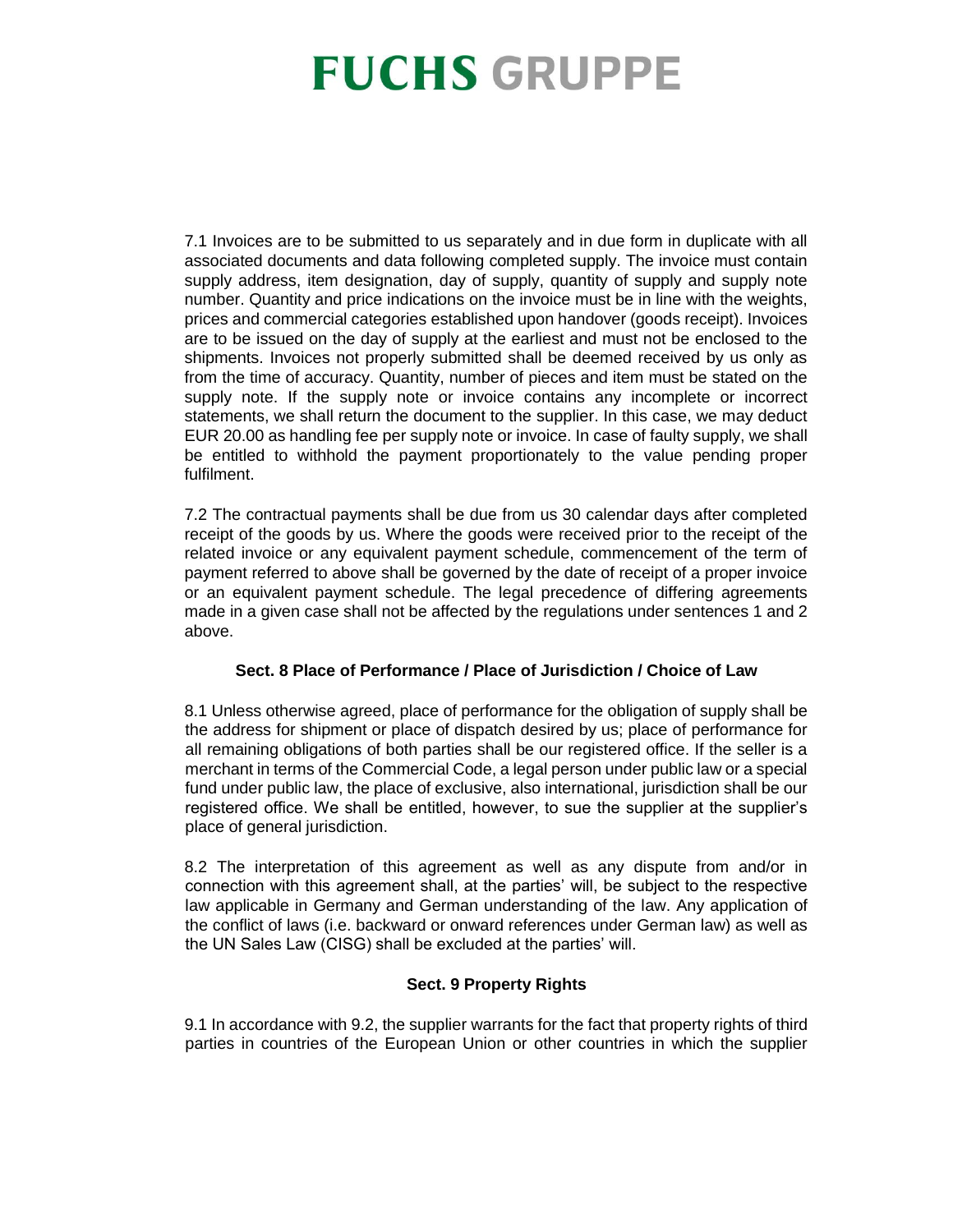7.1 Invoices are to be submitted to us separately and in due form in duplicate with all associated documents and data following completed supply. The invoice must contain supply address, item designation, day of supply, quantity of supply and supply note number. Quantity and price indications on the invoice must be in line with the weights, prices and commercial categories established upon handover (goods receipt). Invoices are to be issued on the day of supply at the earliest and must not be enclosed to the shipments. Invoices not properly submitted shall be deemed received by us only as from the time of accuracy. Quantity, number of pieces and item must be stated on the supply note. If the supply note or invoice contains any incomplete or incorrect statements, we shall return the document to the supplier. In this case, we may deduct EUR 20.00 as handling fee per supply note or invoice. In case of faulty supply, we shall be entitled to withhold the payment proportionately to the value pending proper fulfilment.

7.2 The contractual payments shall be due from us 30 calendar days after completed receipt of the goods by us. Where the goods were received prior to the receipt of the related invoice or any equivalent payment schedule, commencement of the term of payment referred to above shall be governed by the date of receipt of a proper invoice or an equivalent payment schedule. The legal precedence of differing agreements made in a given case shall not be affected by the regulations under sentences 1 and 2 above.

## Sect. 8 Place of Performance / Place of Jurisdiction / Choice of Law

8.1 Unless otherwise agreed, place of performance for the obligation of supply shall be the address for shipment or place of dispatch desired by us; place of performance for all remaining obligations of both parties shall be our registered office. If the seller is a merchant in terms of the Commercial Code, a legal person under public law or a special fund under public law, the place of exclusive, also international, jurisdiction shall be our registered office. We shall be entitled, however, to sue the supplier at the supplier's place of general jurisdiction.

8.2 The interpretation of this agreement as well as any dispute from and/or in connection with this agreement shall, at the parties' will, be subject to the respective law applicable in Germany and German understanding of the law. Any application of the conflict of laws (i.e. backward or onward references under German law) as well as the UN Sales Law (CISG) shall be excluded at the parties' will.

## Sect. 9 Property Rights

9.1 In accordance with 9.2, the supplier warrants for the fact that property rights of third parties in countries of the European Union or other countries in which the supplier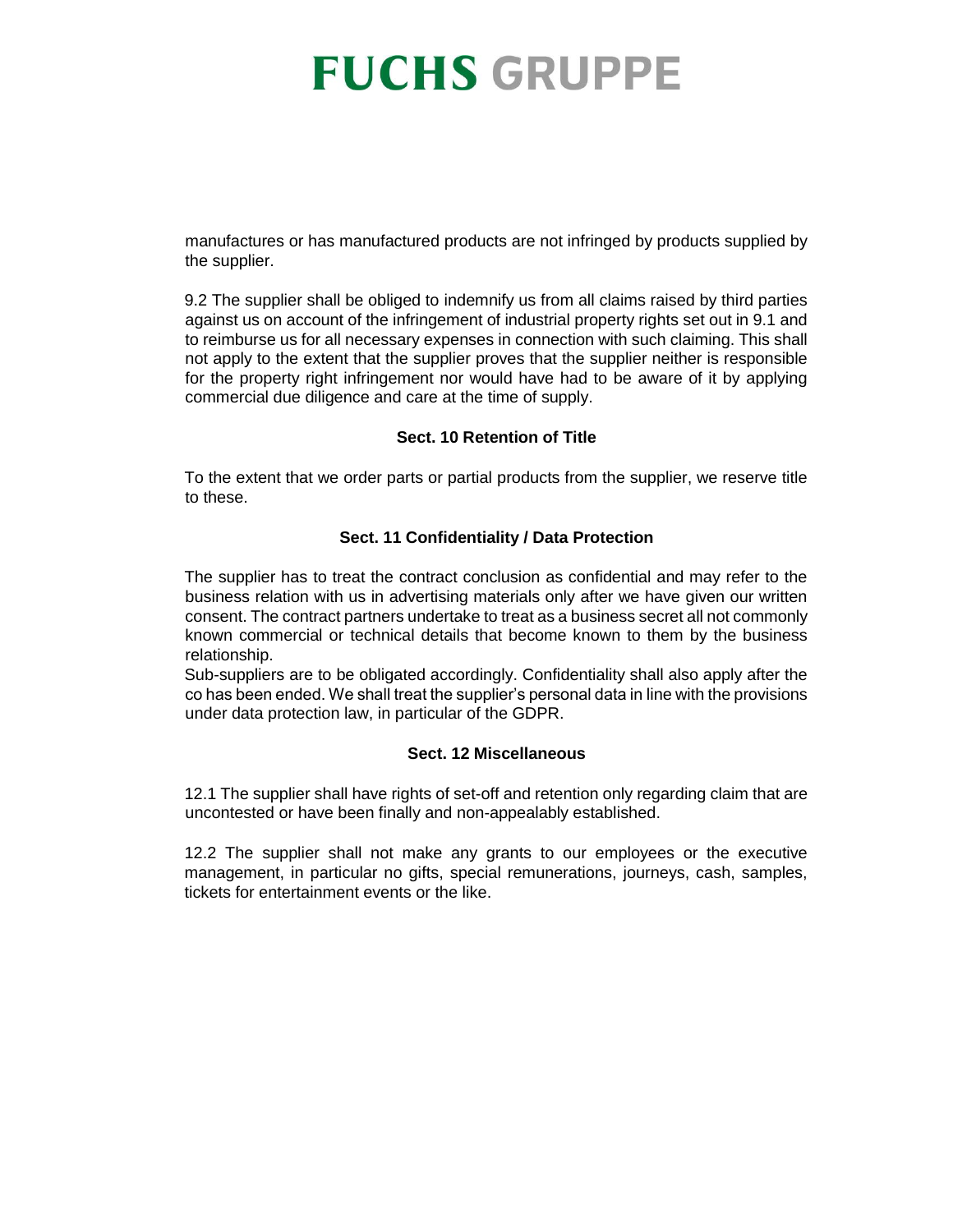manufactures or has manufactured products are not infringed by products supplied by the supplier.

9.2 The supplier shall be obliged to indemnify us from all claims raised by third parties against us on account of the infringement of industrial property rights set out in 9.1 and to reimburse us for all necessary expenses in connection with such claiming. This shall not apply to the extent that the supplier proves that the supplier neither is responsible for the property right infringement nor would have had to be aware of it by applying commercial due diligence and care at the time of supply.

**Sect. 10 Retention of Title**

To the extent that we order parts or partial products from the supplier, we reserve title to these.

**Sect. 11 Confidentiality / Data Protection**

The supplier has to treat the contract conclusion as confidential and may refer to the business relation with us in advertising materials only after we have given our written consent. The contract partners undertake to treat as a business secret all not commonly known commercial or technical details that become known to them by the business relationship.
Sub-suppliers are to be obligated accordingly. Confidentiality shall also apply after the co has been ended. We shall treat the supplier's personal data in line with the provisions under data protection law, in particular of the GDPR.

**Sect. 12 Miscellaneous**

12.1 The supplier shall have rights of set-off and retention only regarding claim that are uncontested or have been finally and non-appealably established.

12.2 The supplier shall not make any grants to our employees or the executive management, in particular no gifts, special remunerations, journeys, cash, samples, tickets for entertainment events or the like.